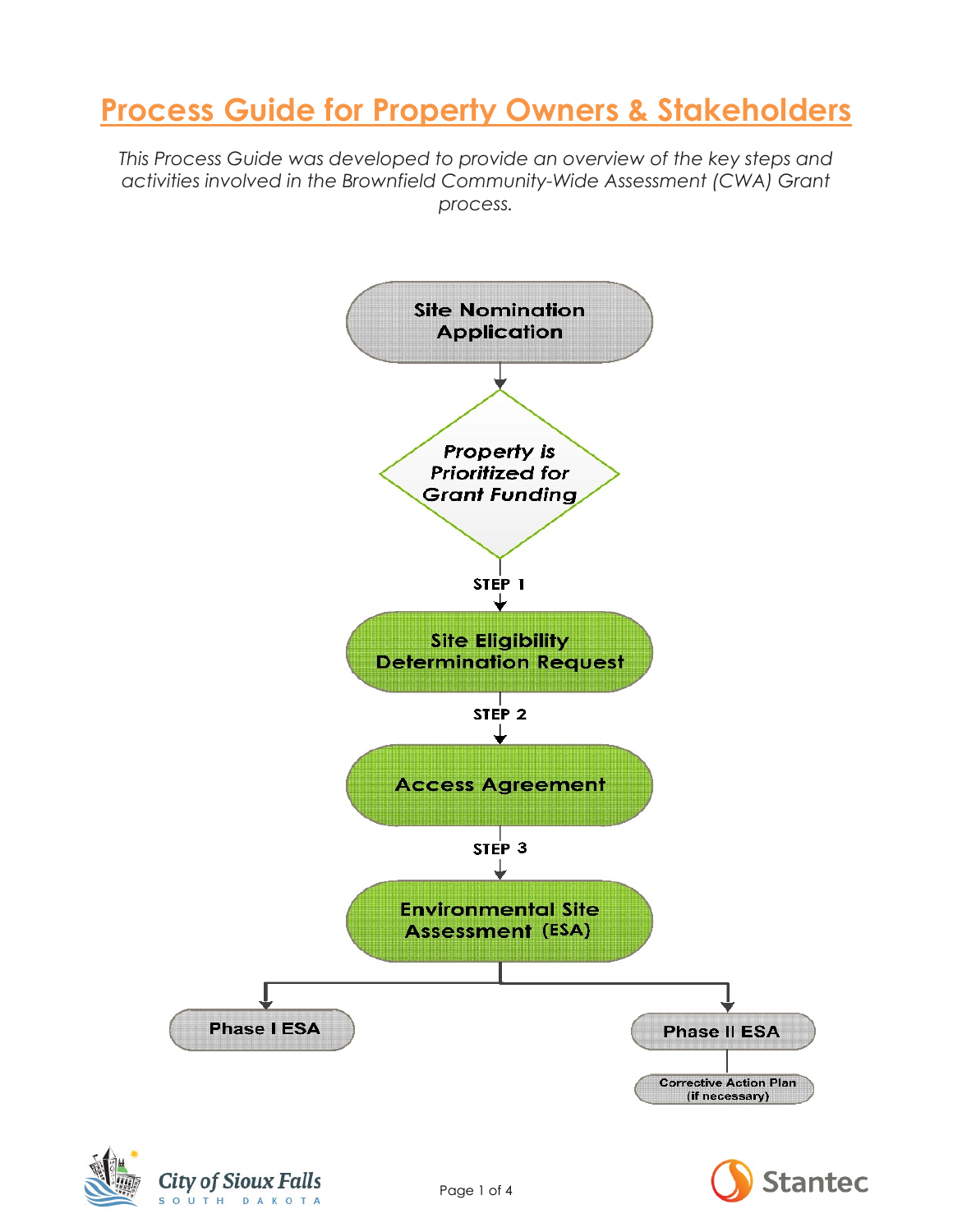# Process Guide for Property Owners & Stakeholders

*This Process Guide was developed to provide an overview of the key steps and activities involved in the Brownfield Community-Wide Assessment (CWA) Grant process.*

**Site Nomination Application**

↓

***Property is Prioritized for Grant Funding***

**STEP 1**

↓

**Site Eligibility Determination Request**

**STEP 2**

↓

**Access Agreement**

**STEP 3**

↓

**Environmental Site Assessment (ESA)**

- **Phase I ESA**
- **Phase II ESA**
  - **Corrective Action Plan (if necessary)**

City of Sioux Falls, South Dakota

Stantec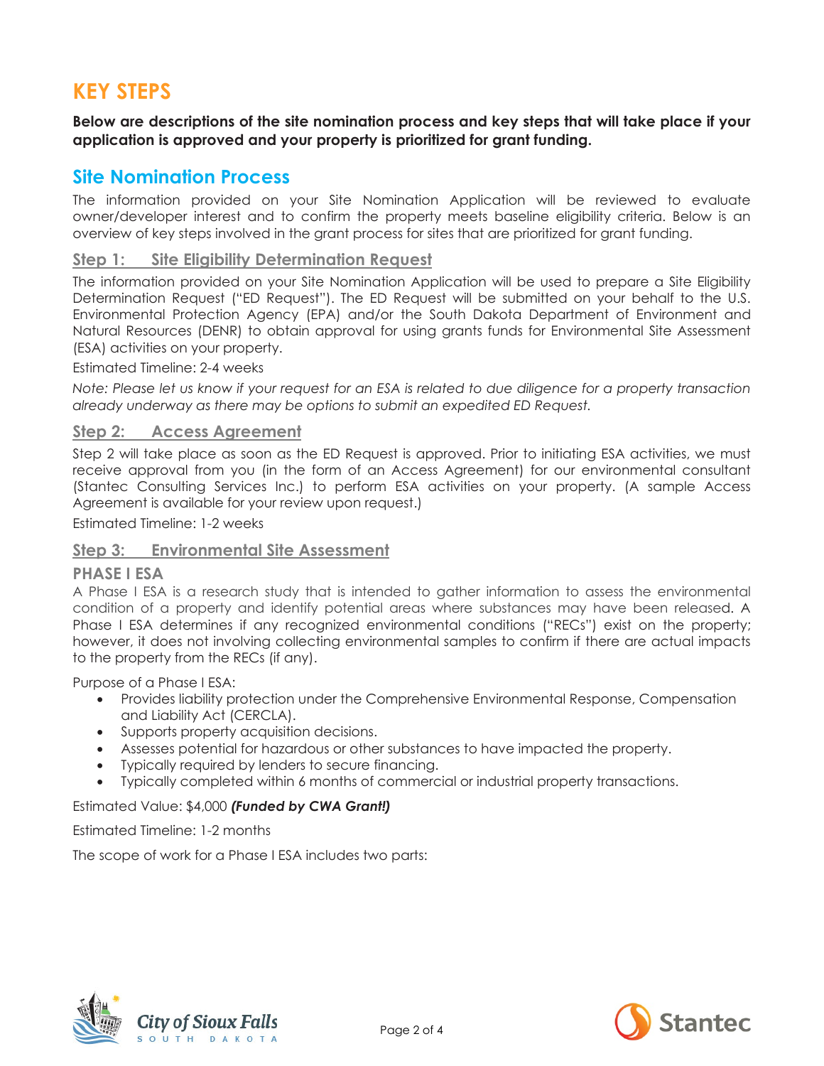# KEY STEPS

**Below are descriptions of the site nomination process and key steps that will take place if your application is approved and your property is prioritized for grant funding.**

## Site Nomination Process

The information provided on your Site Nomination Application will be reviewed to evaluate owner/developer interest and to confirm the property meets baseline eligibility criteria. Below is an overview of key steps involved in the grant process for sites that are prioritized for grant funding.

### Step 1: Site Eligibility Determination Request

The information provided on your Site Nomination Application will be used to prepare a Site Eligibility Determination Request ("ED Request"). The ED Request will be submitted on your behalf to the U.S. Environmental Protection Agency (EPA) and/or the South Dakota Department of Environment and Natural Resources (DENR) to obtain approval for using grants funds for Environmental Site Assessment (ESA) activities on your property.

Estimated Timeline: 2-4 weeks

*Note: Please let us know if your request for an ESA is related to due diligence for a property transaction already underway as there may be options to submit an expedited ED Request.*

### Step 2: Access Agreement

Step 2 will take place as soon as the ED Request is approved. Prior to initiating ESA activities, we must receive approval from you (in the form of an Access Agreement) for our environmental consultant (Stantec Consulting Services Inc.) to perform ESA activities on your property. (A sample Access Agreement is available for your review upon request.)

Estimated Timeline: 1-2 weeks

### Step 3: Environmental Site Assessment

#### PHASE I ESA

A Phase I ESA is a research study that is intended to gather information to assess the environmental condition of a property and identify potential areas where substances may have been released. A Phase I ESA determines if any recognized environmental conditions ("RECs") exist on the property; however, it does not involving collecting environmental samples to confirm if there are actual impacts to the property from the RECs (if any).

Purpose of a Phase I ESA:

- Provides liability protection under the Comprehensive Environmental Response, Compensation and Liability Act (CERCLA).
- Supports property acquisition decisions.
- Assesses potential for hazardous or other substances to have impacted the property.
- Typically required by lenders to secure financing.
- Typically completed within 6 months of commercial or industrial property transactions.

Estimated Value: $4,000 ***(Funded by CWA Grant!)***

Estimated Timeline: 1-2 months

The scope of work for a Phase I ESA includes two parts: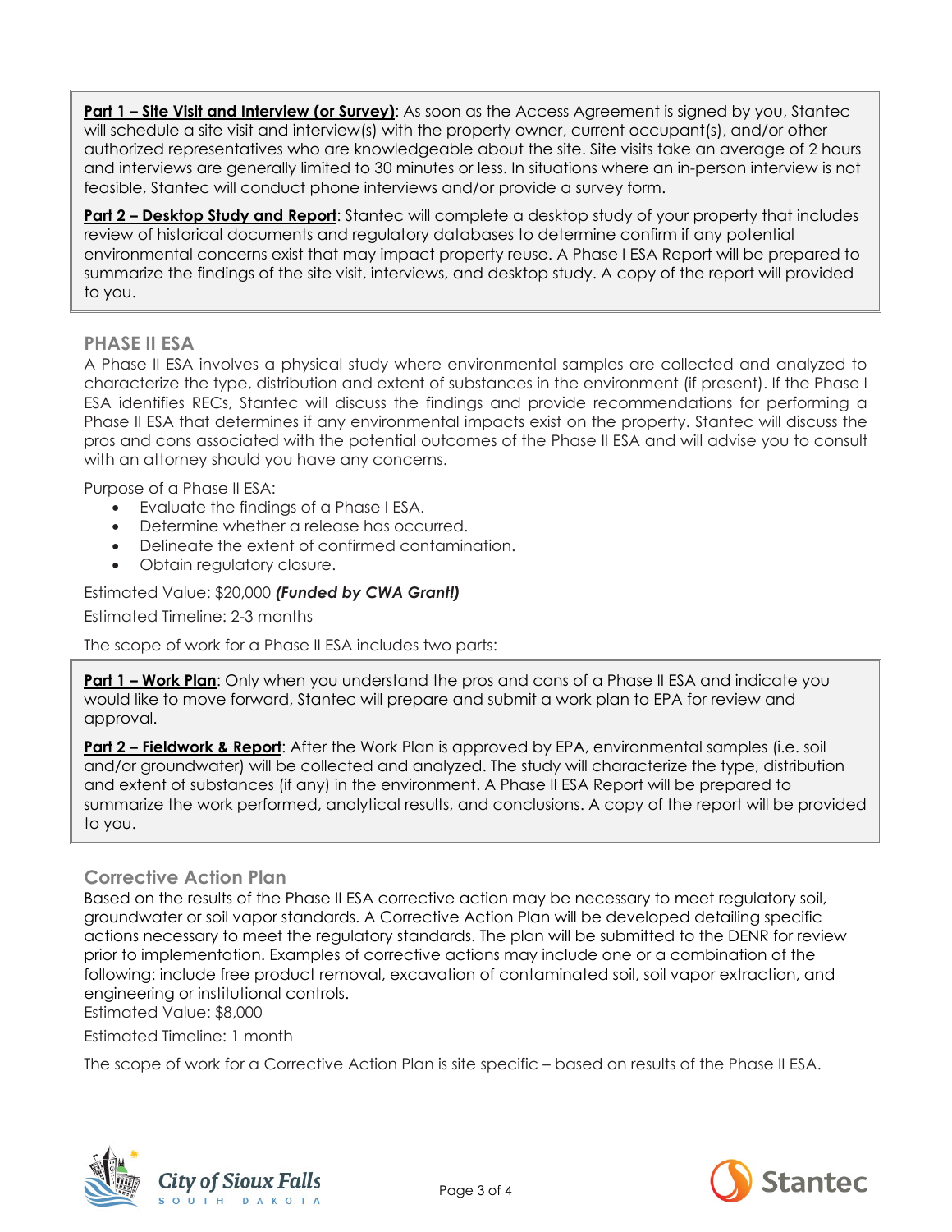**Part 1 – Site Visit and Interview (or Survey)**: As soon as the Access Agreement is signed by you, Stantec will schedule a site visit and interview(s) with the property owner, current occupant(s), and/or other authorized representatives who are knowledgeable about the site. Site visits take an average of 2 hours and interviews are generally limited to 30 minutes or less. In situations where an in-person interview is not feasible, Stantec will conduct phone interviews and/or provide a survey form.

**Part 2 – Desktop Study and Report**: Stantec will complete a desktop study of your property that includes review of historical documents and regulatory databases to determine confirm if any potential environmental concerns exist that may impact property reuse. A Phase I ESA Report will be prepared to summarize the findings of the site visit, interviews, and desktop study. A copy of the report will provided to you.

## PHASE II ESA

A Phase II ESA involves a physical study where environmental samples are collected and analyzed to characterize the type, distribution and extent of substances in the environment (if present). If the Phase I ESA identifies RECs, Stantec will discuss the findings and provide recommendations for performing a Phase II ESA that determines if any environmental impacts exist on the property. Stantec will discuss the pros and cons associated with the potential outcomes of the Phase II ESA and will advise you to consult with an attorney should you have any concerns.

Purpose of a Phase II ESA:

- Evaluate the findings of a Phase I ESA.
- Determine whether a release has occurred.
- Delineate the extent of confirmed contamination.
- Obtain regulatory closure.

Estimated Value: $20,000 ***(Funded by CWA Grant!)***

Estimated Timeline: 2-3 months

The scope of work for a Phase II ESA includes two parts:

**Part 1 – Work Plan**: Only when you understand the pros and cons of a Phase II ESA and indicate you would like to move forward, Stantec will prepare and submit a work plan to EPA for review and approval.

**Part 2 – Fieldwork & Report**: After the Work Plan is approved by EPA, environmental samples (i.e. soil and/or groundwater) will be collected and analyzed. The study will characterize the type, distribution and extent of substances (if any) in the environment. A Phase II ESA Report will be prepared to summarize the work performed, analytical results, and conclusions. A copy of the report will be provided to you.

## Corrective Action Plan

Based on the results of the Phase II ESA corrective action may be necessary to meet regulatory soil, groundwater or soil vapor standards. A Corrective Action Plan will be developed detailing specific actions necessary to meet the regulatory standards. The plan will be submitted to the DENR for review prior to implementation. Examples of corrective actions may include one or a combination of the following: include free product removal, excavation of contaminated soil, soil vapor extraction, and engineering or institutional controls.

Estimated Value: $8,000

Estimated Timeline: 1 month

The scope of work for a Corrective Action Plan is site specific – based on results of the Phase II ESA.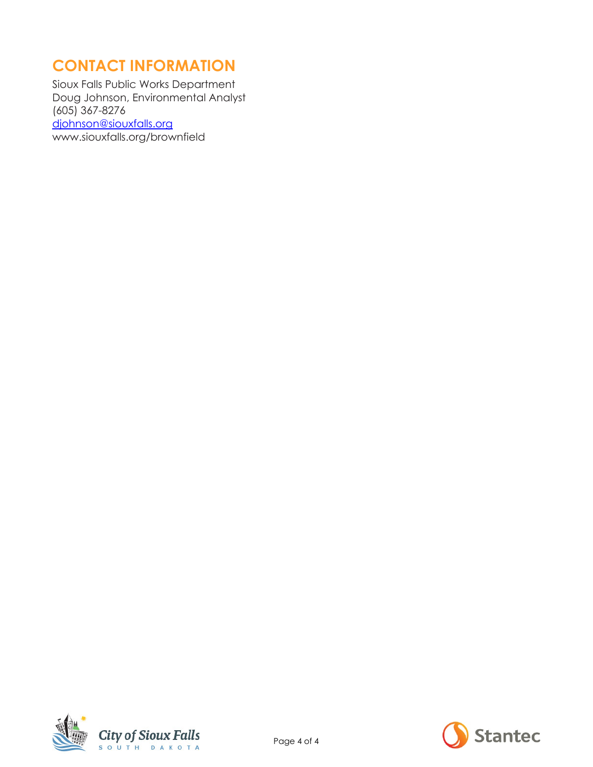# CONTACT INFORMATION

Sioux Falls Public Works Department
Doug Johnson, Environmental Analyst
(605) 367-8276
djohnson@siouxfalls.org
www.siouxfalls.org/brownfield